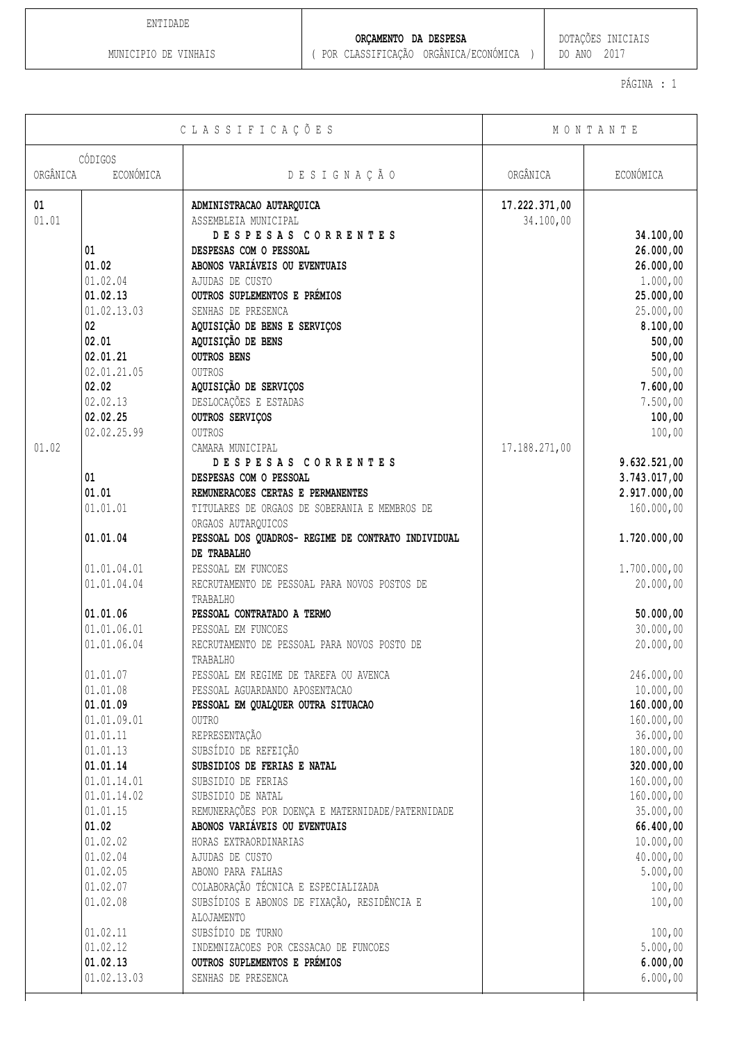| ENTIDADE | ORÇAMENTO DA DESPESA | DOTAÇÕES INICIAIS |
|---|---|---|
| MUNICIPIO DE VINHAIS | ( POR CLASSIFICAÇÃO ORGÂNICA/ECONÓMICA ) | DO ANO 2017 |

| CLASSIFICAÇÕES | | | MONTANTE | |
|---|---|---|---|---|
| CÓDIGOS ORGÂNICA | CÓDIGOS ECONÓMICA | DESIGNAÇÃO | ORGÂNICA | ECONÓMICA |
| **01** | | **ADMINISTRACAO AUTARQUICA** | **17.222.371,00** | |
| 01.01 | | ASSEMBLEIA MUNICIPAL | 34.100,00 | |
| | | **DESPESAS CORRENTES** | | **34.100,00** |
| | **01** | **DESPESAS COM O PESSOAL** | | **26.000,00** |
| | **01.02** | **ABONOS VARIÁVEIS OU EVENTUAIS** | | **26.000,00** |
| | 01.02.04 | AJUDAS DE CUSTO | | 1.000,00 |
| | **01.02.13** | **OUTROS SUPLEMENTOS E PRÉMIOS** | | **25.000,00** |
| | 01.02.13.03 | SENHAS DE PRESENCA | | 25.000,00 |
| | **02** | **AQUISIÇÃO DE BENS E SERVIÇOS** | | **8.100,00** |
| | **02.01** | **AQUISIÇÃO DE BENS** | | **500,00** |
| | **02.01.21** | **OUTROS BENS** | | **500,00** |
| | 02.01.21.05 | OUTROS | | 500,00 |
| | **02.02** | **AQUISIÇÃO DE SERVIÇOS** | | **7.600,00** |
| | 02.02.13 | DESLOCAÇÕES E ESTADAS | | 7.500,00 |
| | **02.02.25** | **OUTROS SERVIÇOS** | | **100,00** |
| | 02.02.25.99 | OUTROS | | 100,00 |
| 01.02 | | CAMARA MUNICIPAL | 17.188.271,00 | |
| | | **DESPESAS CORRENTES** | | **9.632.521,00** |
| | **01** | **DESPESAS COM O PESSOAL** | | **3.743.017,00** |
| | **01.01** | **REMUNERACOES CERTAS E PERMANENTES** | | **2.917.000,00** |
| | 01.01.01 | TITULARES DE ORGAOS DE SOBERANIA E MEMBROS DE ORGAOS AUTARQUICOS | | 160.000,00 |
| | **01.01.04** | **PESSOAL DOS QUADROS- REGIME DE CONTRATO INDIVIDUAL DE TRABALHO** | | **1.720.000,00** |
| | 01.01.04.01 | PESSOAL EM FUNCOES | | 1.700.000,00 |
| | 01.01.04.04 | RECRUTAMENTO DE PESSOAL PARA NOVOS POSTOS DE TRABALHO | | 20.000,00 |
| | **01.01.06** | **PESSOAL CONTRATADO A TERMO** | | **50.000,00** |
| | 01.01.06.01 | PESSOAL EM FUNCOES | | 30.000,00 |
| | 01.01.06.04 | RECRUTAMENTO DE PESSOAL PARA NOVOS POSTO DE TRABALHO | | 20.000,00 |
| | 01.01.07 | PESSOAL EM REGIME DE TAREFA OU AVENCA | | 246.000,00 |
| | 01.01.08 | PESSOAL AGUARDANDO APOSENTACAO | | 10.000,00 |
| | **01.01.09** | **PESSOAL EM QUALQUER OUTRA SITUACAO** | | **160.000,00** |
| | 01.01.09.01 | OUTRO | | 160.000,00 |
| | 01.01.11 | REPRESENTAÇÃO | | 36.000,00 |
| | 01.01.13 | SUBSÍDIO DE REFEIÇÃO | | 180.000,00 |
| | **01.01.14** | **SUBSIDIOS DE FERIAS E NATAL** | | **320.000,00** |
| | 01.01.14.01 | SUBSIDIO DE FERIAS | | 160.000,00 |
| | 01.01.14.02 | SUBSIDIO DE NATAL | | 160.000,00 |
| | 01.01.15 | REMUNERAÇÕES POR DOENÇA E MATERNIDADE/PATERNIDADE | | 35.000,00 |
| | **01.02** | **ABONOS VARIÁVEIS OU EVENTUAIS** | | **66.400,00** |
| | 01.02.02 | HORAS EXTRAORDINARIAS | | 10.000,00 |
| | 01.02.04 | AJUDAS DE CUSTO | | 40.000,00 |
| | 01.02.05 | ABONO PARA FALHAS | | 5.000,00 |
| | 01.02.07 | COLABORAÇÃO TÉCNICA E ESPECIALIZADA | | 100,00 |
| | 01.02.08 | SUBSÍDIOS E ABONOS DE FIXAÇÃO, RESIDÊNCIA E ALOJAMENTO | | 100,00 |
| | 01.02.11 | SUBSÍDIO DE TURNO | | 100,00 |
| | 01.02.12 | INDEMNIZACOES POR CESSACAO DE FUNCOES | | 5.000,00 |
| | **01.02.13** | **OUTROS SUPLEMENTOS E PRÉMIOS** | | **6.000,00** |
| | 01.02.13.03 | SENHAS DE PRESENCA | | 6.000,00 |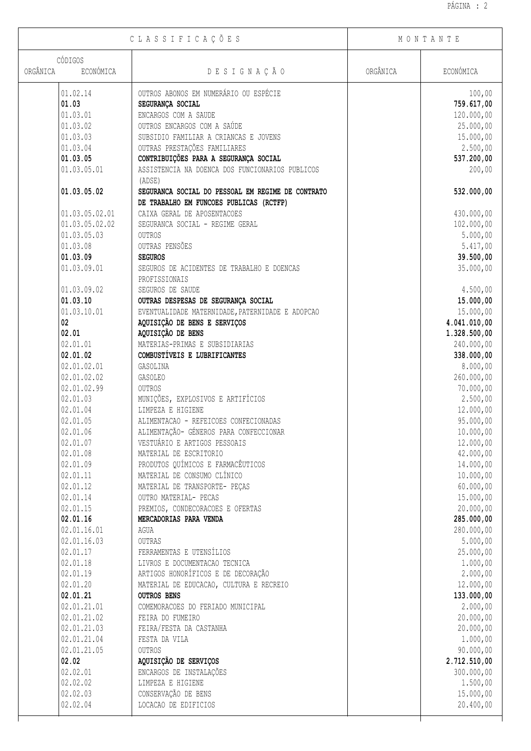| CLASSIFICAÇÕES | | | MONTANTE | |
|---|---|---|---|---|
| CÓDIGOS | | | | |
| ORGÂNICA | ECONÓMICA | DESIGNAÇÃO | ORGÂNICA | ECONÓMICA |
| | 01.02.14 | OUTROS ABONOS EM NUMERÁRIO OU ESPÉCIE | | 100,00 |
| | **01.03** | **SEGURANÇA SOCIAL** | | **759.617,00** |
| | 01.03.01 | ENCARGOS COM A SAUDE | | 120.000,00 |
| | 01.03.02 | OUTROS ENCARGOS COM A SAÚDE | | 25.000,00 |
| | 01.03.03 | SUBSIDIO FAMILIAR A CRIANCAS E JOVENS | | 15.000,00 |
| | 01.03.04 | OUTRAS PRESTAÇÕES FAMILIARES | | 2.500,00 |
| | **01.03.05** | **CONTRIBUIÇÕES PARA A SEGURANÇA SOCIAL** | | **537.200,00** |
| | 01.03.05.01 | ASSISTENCIA NA DOENCA DOS FUNCIONARIOS PUBLICOS (ADSE) | | 200,00 |
| | **01.03.05.02** | **SEGURANCA SOCIAL DO PESSOAL EM REGIME DE CONTRATO DE TRABALHO EM FUNCOES PUBLICAS (RCTFP)** | | **532.000,00** |
| | 01.03.05.02.01 | CAIXA GERAL DE APOSENTACOES | | 430.000,00 |
| | 01.03.05.02.02 | SEGURANCA SOCIAL - REGIME GERAL | | 102.000,00 |
| | 01.03.05.03 | OUTROS | | 5.000,00 |
| | 01.03.08 | OUTRAS PENSÕES | | 5.417,00 |
| | **01.03.09** | **SEGUROS** | | **39.500,00** |
| | 01.03.09.01 | SEGUROS DE ACIDENTES DE TRABALHO E DOENCAS PROFISSIONAIS | | 35.000,00 |
| | 01.03.09.02 | SEGUROS DE SAUDE | | 4.500,00 |
| | **01.03.10** | **OUTRAS DESPESAS DE SEGURANÇA SOCIAL** | | **15.000,00** |
| | 01.03.10.01 | EVENTUALIDADE MATERNIDADE,PATERNIDADE E ADOPCAO | | 15.000,00 |
| | **02** | **AQUISIÇÃO DE BENS E SERVIÇOS** | | **4.041.010,00** |
| | **02.01** | **AQUISIÇÃO DE BENS** | | **1.328.500,00** |
| | 02.01.01 | MATERIAS-PRIMAS E SUBSIDIARIAS | | 240.000,00 |
| | **02.01.02** | **COMBUSTÍVEIS E LUBRIFICANTES** | | **338.000,00** |
| | 02.01.02.01 | GASOLINA | | 8.000,00 |
| | 02.01.02.02 | GASOLEO | | 260.000,00 |
| | 02.01.02.99 | OUTROS | | 70.000,00 |
| | 02.01.03 | MUNIÇÕES, EXPLOSIVOS E ARTIFÍCIOS | | 2.500,00 |
| | 02.01.04 | LIMPEZA E HIGIENE | | 12.000,00 |
| | 02.01.05 | ALIMENTACAO - REFEICOES CONFECIONADAS | | 95.000,00 |
| | 02.01.06 | ALIMENTAÇÃO- GÉNEROS PARA CONFECCIONAR | | 10.000,00 |
| | 02.01.07 | VESTUÁRIO E ARTIGOS PESSOAIS | | 12.000,00 |
| | 02.01.08 | MATERIAL DE ESCRITORIO | | 42.000,00 |
| | 02.01.09 | PRODUTOS QUÍMICOS E FARMACÊUTICOS | | 14.000,00 |
| | 02.01.11 | MATERIAL DE CONSUMO CLÍNICO | | 10.000,00 |
| | 02.01.12 | MATERIAL DE TRANSPORTE- PEÇAS | | 60.000,00 |
| | 02.01.14 | OUTRO MATERIAL- PECAS | | 15.000,00 |
| | 02.01.15 | PREMIOS, CONDECORACOES E OFERTAS | | 20.000,00 |
| | **02.01.16** | **MERCADORIAS PARA VENDA** | | **285.000,00** |
| | 02.01.16.01 | AGUA | | 280.000,00 |
| | 02.01.16.03 | OUTRAS | | 5.000,00 |
| | 02.01.17 | FERRAMENTAS E UTENSÍLIOS | | 25.000,00 |
| | 02.01.18 | LIVROS E DOCUMENTACAO TECNICA | | 1.000,00 |
| | 02.01.19 | ARTIGOS HONORÍFICOS E DE DECORAÇÃO | | 2.000,00 |
| | 02.01.20 | MATERIAL DE EDUCACAO, CULTURA E RECREIO | | 12.000,00 |
| | **02.01.21** | **OUTROS BENS** | | **133.000,00** |
| | 02.01.21.01 | COMEMORACOES DO FERIADO MUNICIPAL | | 2.000,00 |
| | 02.01.21.02 | FEIRA DO FUMEIRO | | 20.000,00 |
| | 02.01.21.03 | FEIRA/FESTA DA CASTANHA | | 20.000,00 |
| | 02.01.21.04 | FESTA DA VILA | | 1.000,00 |
| | 02.01.21.05 | OUTROS | | 90.000,00 |
| | **02.02** | **AQUISIÇÃO DE SERVIÇOS** | | **2.712.510,00** |
| | 02.02.01 | ENCARGOS DE INSTALAÇÕES | | 300.000,00 |
| | 02.02.02 | LIMPEZA E HIGIENE | | 1.500,00 |
| | 02.02.03 | CONSERVAÇÃO DE BENS | | 15.000,00 |
| | 02.02.04 | LOCACAO DE EDIFICIOS | | 20.400,00 |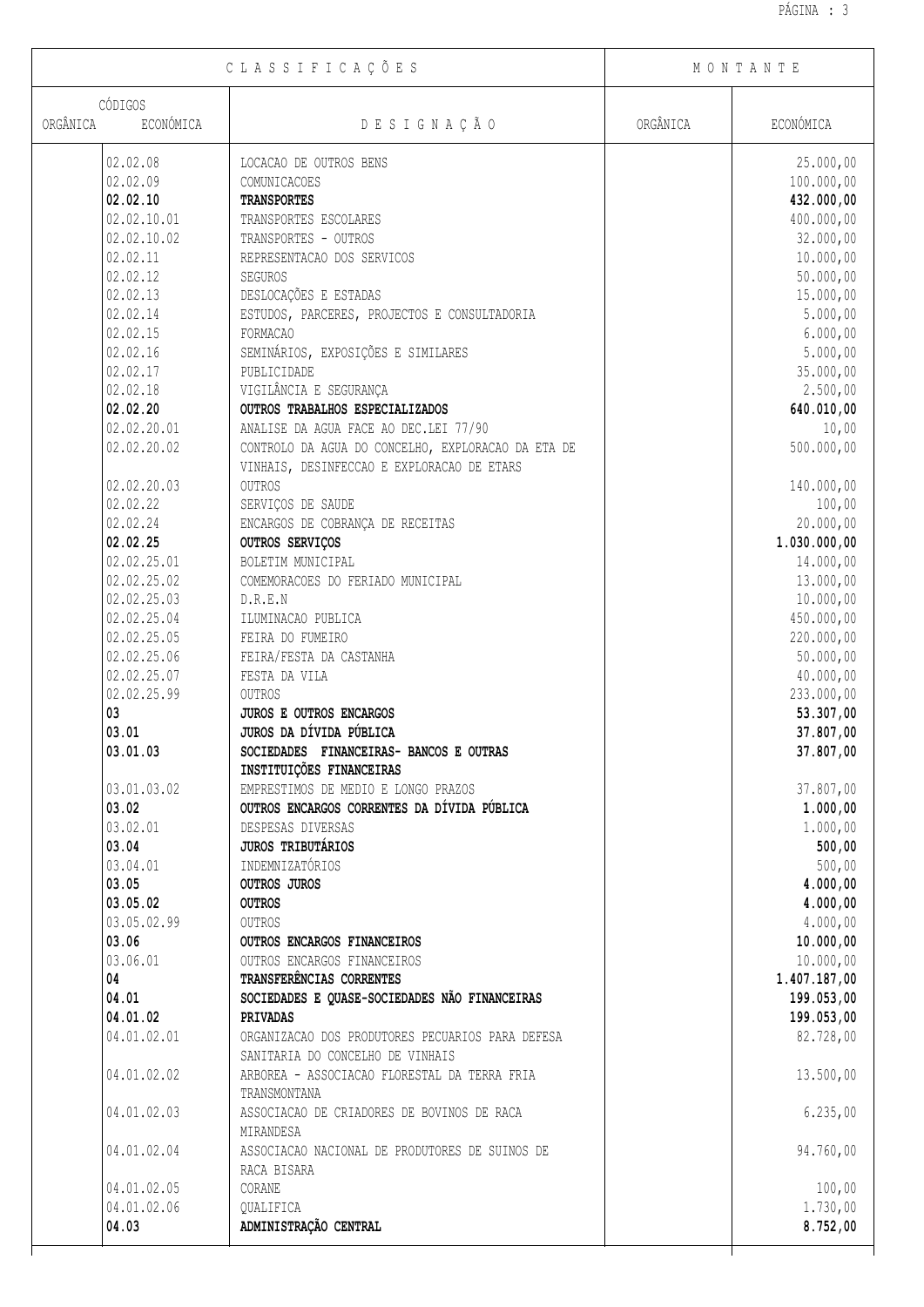| CLASSIFICAÇÕES | | | MONTANTE | |
|---|---|---|---|---|
| CÓDIGOS | | | | |
| ORGÂNICA | ECONÓMICA | DESIGNAÇÃO | ORGÂNICA | ECONÓMICA |
| | 02.02.08 | LOCACAO DE OUTROS BENS | | 25.000,00 |
| | 02.02.09 | COMUNICACOES | | 100.000,00 |
| | **02.02.10** | **TRANSPORTES** | | **432.000,00** |
| | 02.02.10.01 | TRANSPORTES ESCOLARES | | 400.000,00 |
| | 02.02.10.02 | TRANSPORTES - OUTROS | | 32.000,00 |
| | 02.02.11 | REPRESENTACAO DOS SERVICOS | | 10.000,00 |
| | 02.02.12 | SEGUROS | | 50.000,00 |
| | 02.02.13 | DESLOCAÇÕES E ESTADAS | | 15.000,00 |
| | 02.02.14 | ESTUDOS, PARCERES, PROJECTOS E CONSULTADORIA | | 5.000,00 |
| | 02.02.15 | FORMACAO | | 6.000,00 |
| | 02.02.16 | SEMINÁRIOS, EXPOSIÇÕES E SIMILARES | | 5.000,00 |
| | 02.02.17 | PUBLICIDADE | | 35.000,00 |
| | 02.02.18 | VIGILÂNCIA E SEGURANÇA | | 2.500,00 |
| | **02.02.20** | **OUTROS TRABALHOS ESPECIALIZADOS** | | **640.010,00** |
| | 02.02.20.01 | ANALISE DA AGUA FACE AO DEC.LEI 77/90 | | 10,00 |
| | 02.02.20.02 | CONTROLO DA AGUA DO CONCELHO, EXPLORACAO DA ETA DE VINHAIS, DESINFECCAO E EXPLORACAO DE ETARS | | 500.000,00 |
| | 02.02.20.03 | OUTROS | | 140.000,00 |
| | 02.02.22 | SERVIÇOS DE SAUDE | | 100,00 |
| | 02.02.24 | ENCARGOS DE COBRANÇA DE RECEITAS | | 20.000,00 |
| | **02.02.25** | **OUTROS SERVIÇOS** | | **1.030.000,00** |
| | 02.02.25.01 | BOLETIM MUNICIPAL | | 14.000,00 |
| | 02.02.25.02 | COMEMORACOES DO FERIADO MUNICIPAL | | 13.000,00 |
| | 02.02.25.03 | D.R.E.N | | 10.000,00 |
| | 02.02.25.04 | ILUMINACAO PUBLICA | | 450.000,00 |
| | 02.02.25.05 | FEIRA DO FUMEIRO | | 220.000,00 |
| | 02.02.25.06 | FEIRA/FESTA DA CASTANHA | | 50.000,00 |
| | 02.02.25.07 | FESTA DA VILA | | 40.000,00 |
| | 02.02.25.99 | OUTROS | | 233.000,00 |
| | **03** | **JUROS E OUTROS ENCARGOS** | | **53.307,00** |
| | **03.01** | **JUROS DA DÍVIDA PÚBLICA** | | **37.807,00** |
| | **03.01.03** | **SOCIEDADES FINANCEIRAS- BANCOS E OUTRAS INSTITUIÇÕES FINANCEIRAS** | | **37.807,00** |
| | 03.01.03.02 | EMPRESTIMOS DE MEDIO E LONGO PRAZOS | | 37.807,00 |
| | **03.02** | **OUTROS ENCARGOS CORRENTES DA DÍVIDA PÚBLICA** | | **1.000,00** |
| | 03.02.01 | DESPESAS DIVERSAS | | 1.000,00 |
| | **03.04** | **JUROS TRIBUTÁRIOS** | | **500,00** |
| | 03.04.01 | INDEMNIZATÓRIOS | | 500,00 |
| | **03.05** | **OUTROS JUROS** | | **4.000,00** |
| | **03.05.02** | **OUTROS** | | **4.000,00** |
| | 03.05.02.99 | OUTROS | | 4.000,00 |
| | **03.06** | **OUTROS ENCARGOS FINANCEIROS** | | **10.000,00** |
| | 03.06.01 | OUTROS ENCARGOS FINANCEIROS | | 10.000,00 |
| | **04** | **TRANSFERÊNCIAS CORRENTES** | | **1.407.187,00** |
| | **04.01** | **SOCIEDADES E QUASE-SOCIEDADES NÃO FINANCEIRAS** | | **199.053,00** |
| | **04.01.02** | **PRIVADAS** | | **199.053,00** |
| | 04.01.02.01 | ORGANIZACAO DOS PRODUTORES PECUARIOS PARA DEFESA SANITARIA DO CONCELHO DE VINHAIS | | 82.728,00 |
| | 04.01.02.02 | ARBOREA - ASSOCIACAO FLORESTAL DA TERRA FRIA TRANSMONTANA | | 13.500,00 |
| | 04.01.02.03 | ASSOCIACAO DE CRIADORES DE BOVINOS DE RACA MIRANDESA | | 6.235,00 |
| | 04.01.02.04 | ASSOCIACAO NACIONAL DE PRODUTORES DE SUINOS DE RACA BISARA | | 94.760,00 |
| | 04.01.02.05 | CORANE | | 100,00 |
| | 04.01.02.06 | QUALIFICA | | 1.730,00 |
| | **04.03** | **ADMINISTRAÇÃO CENTRAL** | | **8.752,00** |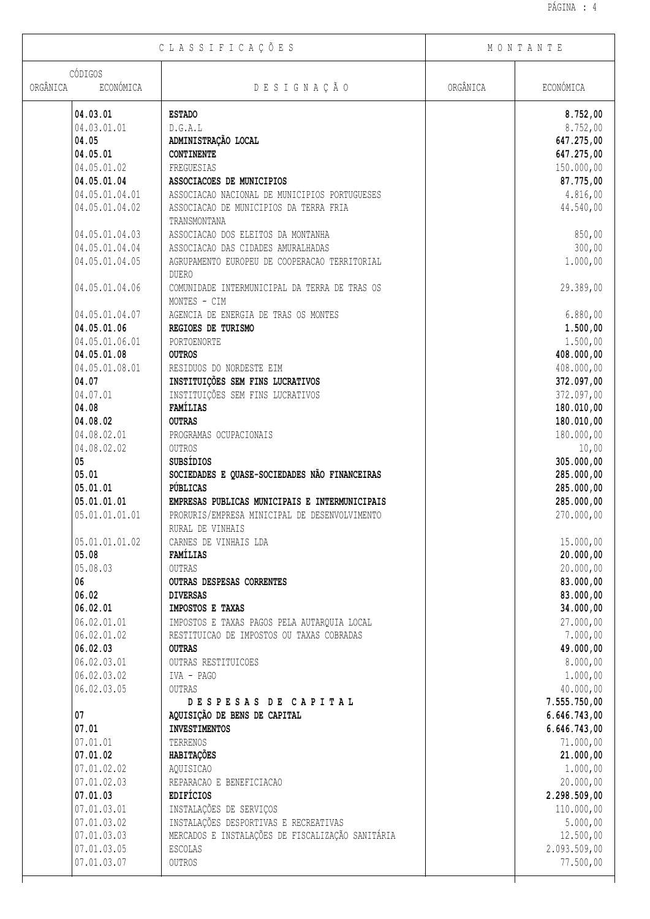| CLASSIFICAÇÕES | | | MONTANTE | |
|---|---|---|---|---|
| CÓDIGOS | | | | |
| ORGÂNICA | ECONÓMICA | DESIGNAÇÃO | ORGÂNICA | ECONÓMICA |
| | **04.03.01** | **ESTADO** | | **8.752,00** |
| | 04.03.01.01 | D.G.A.L | | 8.752,00 |
| | **04.05** | **ADMINISTRAÇÃO LOCAL** | | **647.275,00** |
| | **04.05.01** | **CONTINENTE** | | **647.275,00** |
| | 04.05.01.02 | FREGUESIAS | | 150.000,00 |
| | **04.05.01.04** | **ASSOCIACOES DE MUNICIPIOS** | | **87.775,00** |
| | 04.05.01.04.01 | ASSOCIACAO NACIONAL DE MUNICIPIOS PORTUGUESES | | 4.816,00 |
| | 04.05.01.04.02 | ASSOCIACAO DE MUNICIPIOS DA TERRA FRIA TRANSMONTANA | | 44.540,00 |
| | 04.05.01.04.03 | ASSOCIACAO DOS ELEITOS DA MONTANHA | | 850,00 |
| | 04.05.01.04.04 | ASSOCIACAO DAS CIDADES AMURALHADAS | | 300,00 |
| | 04.05.01.04.05 | AGRUPAMENTO EUROPEU DE COOPERACAO TERRITORIAL DUERO | | 1.000,00 |
| | 04.05.01.04.06 | COMUNIDADE INTERMUNICIPAL DA TERRA DE TRAS OS MONTES - CIM | | 29.389,00 |
| | 04.05.01.04.07 | AGENCIA DE ENERGIA DE TRAS OS MONTES | | 6.880,00 |
| | **04.05.01.06** | **REGIOES DE TURISMO** | | **1.500,00** |
| | 04.05.01.06.01 | PORTOENORTE | | 1.500,00 |
| | **04.05.01.08** | **OUTROS** | | **408.000,00** |
| | 04.05.01.08.01 | RESIDUOS DO NORDESTE EIM | | 408.000,00 |
| | **04.07** | **INSTITUIÇÕES SEM FINS LUCRATIVOS** | | **372.097,00** |
| | 04.07.01 | INSTITUIÇÕES SEM FINS LUCRATIVOS | | 372.097,00 |
| | **04.08** | **FAMÍLIAS** | | **180.010,00** |
| | **04.08.02** | **OUTRAS** | | **180.010,00** |
| | 04.08.02.01 | PROGRAMAS OCUPACIONAIS | | 180.000,00 |
| | 04.08.02.02 | OUTROS | | 10,00 |
| | **05** | **SUBSÍDIOS** | | **305.000,00** |
| | **05.01** | **SOCIEDADES E QUASE-SOCIEDADES NÃO FINANCEIRAS** | | **285.000,00** |
| | **05.01.01** | **PÚBLICAS** | | **285.000,00** |
| | **05.01.01.01** | **EMPRESAS PUBLICAS MUNICIPAIS E INTERMUNICIPAIS** | | **285.000,00** |
| | 05.01.01.01.01 | PRORURIS/EMPRESA MINICIPAL DE DESENVOLVIMENTO RURAL DE VINHAIS | | 270.000,00 |
| | 05.01.01.01.02 | CARNES DE VINHAIS LDA | | 15.000,00 |
| | **05.08** | **FAMÍLIAS** | | **20.000,00** |
| | 05.08.03 | OUTRAS | | 20.000,00 |
| | **06** | **OUTRAS DESPESAS CORRENTES** | | **83.000,00** |
| | **06.02** | **DIVERSAS** | | **83.000,00** |
| | **06.02.01** | **IMPOSTOS E TAXAS** | | **34.000,00** |
| | 06.02.01.01 | IMPOSTOS E TAXAS PAGOS PELA AUTARQUIA LOCAL | | 27.000,00 |
| | 06.02.01.02 | RESTITUICAO DE IMPOSTOS OU TAXAS COBRADAS | | 7.000,00 |
| | **06.02.03** | **OUTRAS** | | **49.000,00** |
| | 06.02.03.01 | OUTRAS RESTITUICOES | | 8.000,00 |
| | 06.02.03.02 | IVA - PAGO | | 1.000,00 |
| | 06.02.03.05 | OUTRAS | | 40.000,00 |
| | | **DESPESAS DE CAPITAL** | | **7.555.750,00** |
| | **07** | **AQUISIÇÃO DE BENS DE CAPITAL** | | **6.646.743,00** |
| | **07.01** | **INVESTIMENTOS** | | **6.646.743,00** |
| | 07.01.01 | TERRENOS | | 71.000,00 |
| | **07.01.02** | **HABITAÇÕES** | | **21.000,00** |
| | 07.01.02.02 | AQUISICAO | | 1.000,00 |
| | 07.01.02.03 | REPARACAO E BENEFICIACAO | | 20.000,00 |
| | **07.01.03** | **EDIFÍCIOS** | | **2.298.509,00** |
| | 07.01.03.01 | INSTALAÇÕES DE SERVIÇOS | | 110.000,00 |
| | 07.01.03.02 | INSTALAÇÕES DESPORTIVAS E RECREATIVAS | | 5.000,00 |
| | 07.01.03.03 | MERCADOS E INSTALAÇÕES DE FISCALIZAÇÃO SANITÁRIA | | 12.500,00 |
| | 07.01.03.05 | ESCOLAS | | 2.093.509,00 |
| | 07.01.03.07 | OUTROS | | 77.500,00 |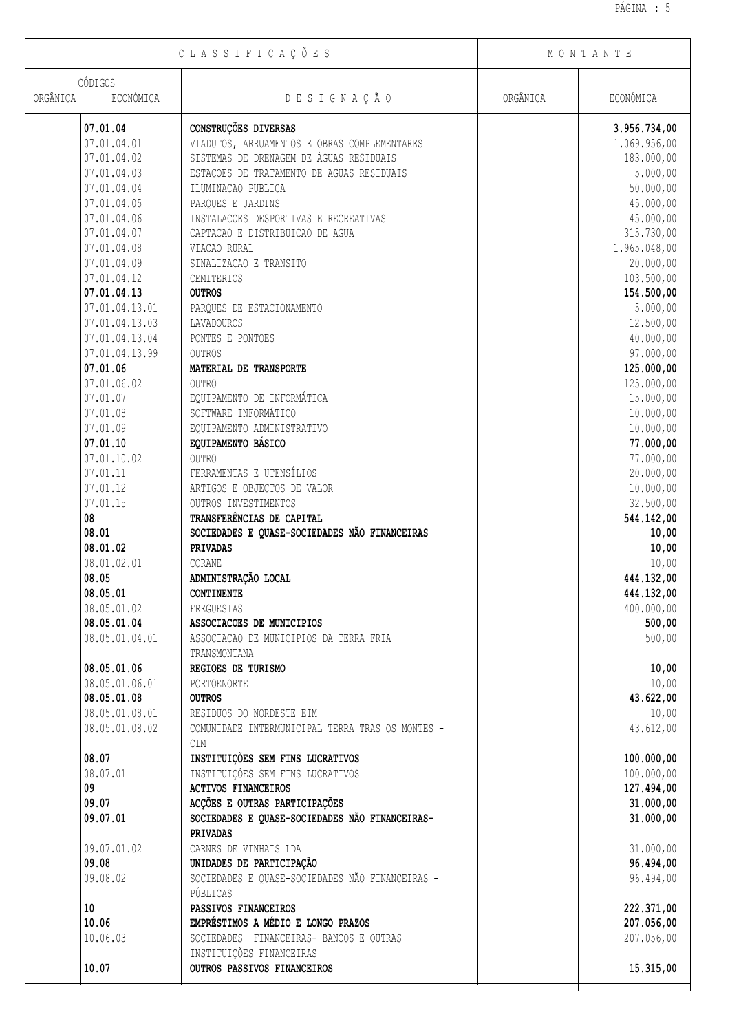| CLASSIFICAÇÕES | | | MONTANTE | |
|---|---|---|---|---|
| CÓDIGOS | | DESIGNAÇÃO | ORGÂNICA | ECONÓMICA |
| ORGÂNICA | ECONÓMICA | | | |
| | **07.01.04** | **CONSTRUÇÕES DIVERSAS** | | **3.956.734,00** |
| | 07.01.04.01 | VIADUTOS, ARRUAMENTOS E OBRAS COMPLEMENTARES | | 1.069.956,00 |
| | 07.01.04.02 | SISTEMAS DE DRENAGEM DE ÀGUAS RESIDUAIS | | 183.000,00 |
| | 07.01.04.03 | ESTACOES DE TRATAMENTO DE AGUAS RESIDUAIS | | 5.000,00 |
| | 07.01.04.04 | ILUMINACAO PUBLICA | | 50.000,00 |
| | 07.01.04.05 | PARQUES E JARDINS | | 45.000,00 |
| | 07.01.04.06 | INSTALACOES DESPORTIVAS E RECREATIVAS | | 45.000,00 |
| | 07.01.04.07 | CAPTACAO E DISTRIBUICAO DE AGUA | | 315.730,00 |
| | 07.01.04.08 | VIACAO RURAL | | 1.965.048,00 |
| | 07.01.04.09 | SINALIZACAO E TRANSITO | | 20.000,00 |
| | 07.01.04.12 | CEMITERIOS | | 103.500,00 |
| | **07.01.04.13** | **OUTROS** | | **154.500,00** |
| | 07.01.04.13.01 | PARQUES DE ESTACIONAMENTO | | 5.000,00 |
| | 07.01.04.13.03 | LAVADOUROS | | 12.500,00 |
| | 07.01.04.13.04 | PONTES E PONTOES | | 40.000,00 |
| | 07.01.04.13.99 | OUTROS | | 97.000,00 |
| | **07.01.06** | **MATERIAL DE TRANSPORTE** | | **125.000,00** |
| | 07.01.06.02 | OUTRO | | 125.000,00 |
| | 07.01.07 | EQUIPAMENTO DE INFORMÁTICA | | 15.000,00 |
| | 07.01.08 | SOFTWARE INFORMÁTICO | | 10.000,00 |
| | 07.01.09 | EQUIPAMENTO ADMINISTRATIVO | | 10.000,00 |
| | **07.01.10** | **EQUIPAMENTO BÁSICO** | | **77.000,00** |
| | 07.01.10.02 | OUTRO | | 77.000,00 |
| | 07.01.11 | FERRAMENTAS E UTENSÍLIOS | | 20.000,00 |
| | 07.01.12 | ARTIGOS E OBJECTOS DE VALOR | | 10.000,00 |
| | 07.01.15 | OUTROS INVESTIMENTOS | | 32.500,00 |
| | **08** | **TRANSFERÊNCIAS DE CAPITAL** | | **544.142,00** |
| | **08.01** | **SOCIEDADES E QUASE-SOCIEDADES NÃO FINANCEIRAS** | | **10,00** |
| | **08.01.02** | **PRIVADAS** | | **10,00** |
| | 08.01.02.01 | CORANE | | 10,00 |
| | **08.05** | **ADMINISTRAÇÃO LOCAL** | | **444.132,00** |
| | **08.05.01** | **CONTINENTE** | | **444.132,00** |
| | 08.05.01.02 | FREGUESIAS | | 400.000,00 |
| | **08.05.01.04** | **ASSOCIACOES DE MUNICIPIOS** | | **500,00** |
| | 08.05.01.04.01 | ASSOCIACAO DE MUNICIPIOS DA TERRA FRIA TRANSMONTANA | | 500,00 |
| | **08.05.01.06** | **REGIOES DE TURISMO** | | **10,00** |
| | 08.05.01.06.01 | PORTOENORTE | | 10,00 |
| | **08.05.01.08** | **OUTROS** | | **43.622,00** |
| | 08.05.01.08.01 | RESIDUOS DO NORDESTE EIM | | 10,00 |
| | 08.05.01.08.02 | COMUNIDADE INTERMUNICIPAL TERRA TRAS OS MONTES - CIM | | 43.612,00 |
| | **08.07** | **INSTITUIÇÕES SEM FINS LUCRATIVOS** | | **100.000,00** |
| | 08.07.01 | INSTITUIÇÕES SEM FINS LUCRATIVOS | | 100.000,00 |
| | **09** | **ACTIVOS FINANCEIROS** | | **127.494,00** |
| | **09.07** | **ACÇÕES E OUTRAS PARTICIPAÇÕES** | | **31.000,00** |
| | **09.07.01** | **SOCIEDADES E QUASE-SOCIEDADES NÃO FINANCEIRAS-PRIVADAS** | | **31.000,00** |
| | 09.07.01.02 | CARNES DE VINHAIS LDA | | 31.000,00 |
| | **09.08** | **UNIDADES DE PARTICIPAÇÃO** | | **96.494,00** |
| | 09.08.02 | SOCIEDADES E QUASE-SOCIEDADES NÃO FINANCEIRAS - PÚBLICAS | | 96.494,00 |
| | **10** | **PASSIVOS FINANCEIROS** | | **222.371,00** |
| | **10.06** | **EMPRÉSTIMOS A MÉDIO E LONGO PRAZOS** | | **207.056,00** |
| | 10.06.03 | SOCIEDADES FINANCEIRAS- BANCOS E OUTRAS INSTITUIÇÕES FINANCEIRAS | | 207.056,00 |
| | **10.07** | **OUTROS PASSIVOS FINANCEIROS** | | **15.315,00** |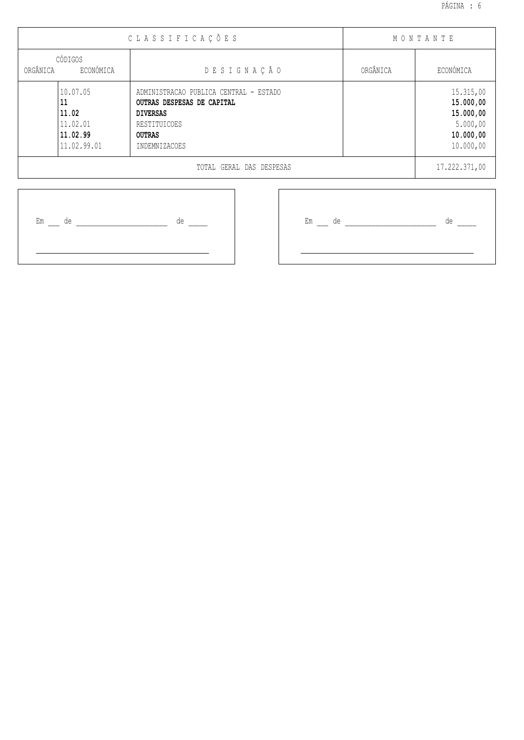| CLASSIFICAÇÕES | | | MONTANTE | |
|---|---|---|---|---|
| CÓDIGOS | | | | |
| ORGÂNICA | ECONÓMICA | DESIGNAÇÃO | ORGÂNICA | ECONÓMICA |
| | 10.07.05 | ADMINISTRACAO PUBLICA CENTRAL - ESTADO | | 15.315,00 |
| | **11** | **OUTRAS DESPESAS DE CAPITAL** | | **15.000,00** |
| | **11.02** | **DIVERSAS** | | **15.000,00** |
| | 11.02.01 | RESTITUICOES | | 5.000,00 |
| | **11.02.99** | **OUTRAS** | | **10.000,00** |
| | 11.02.99.01 | INDEMNIZACOES | | 10.000,00 |
| | | TOTAL GERAL DAS DESPESAS | | 17.222.371,00 |

Em ___ de ______________________ de _____

_________________________________________

Em ___ de ______________________ de _____

_________________________________________